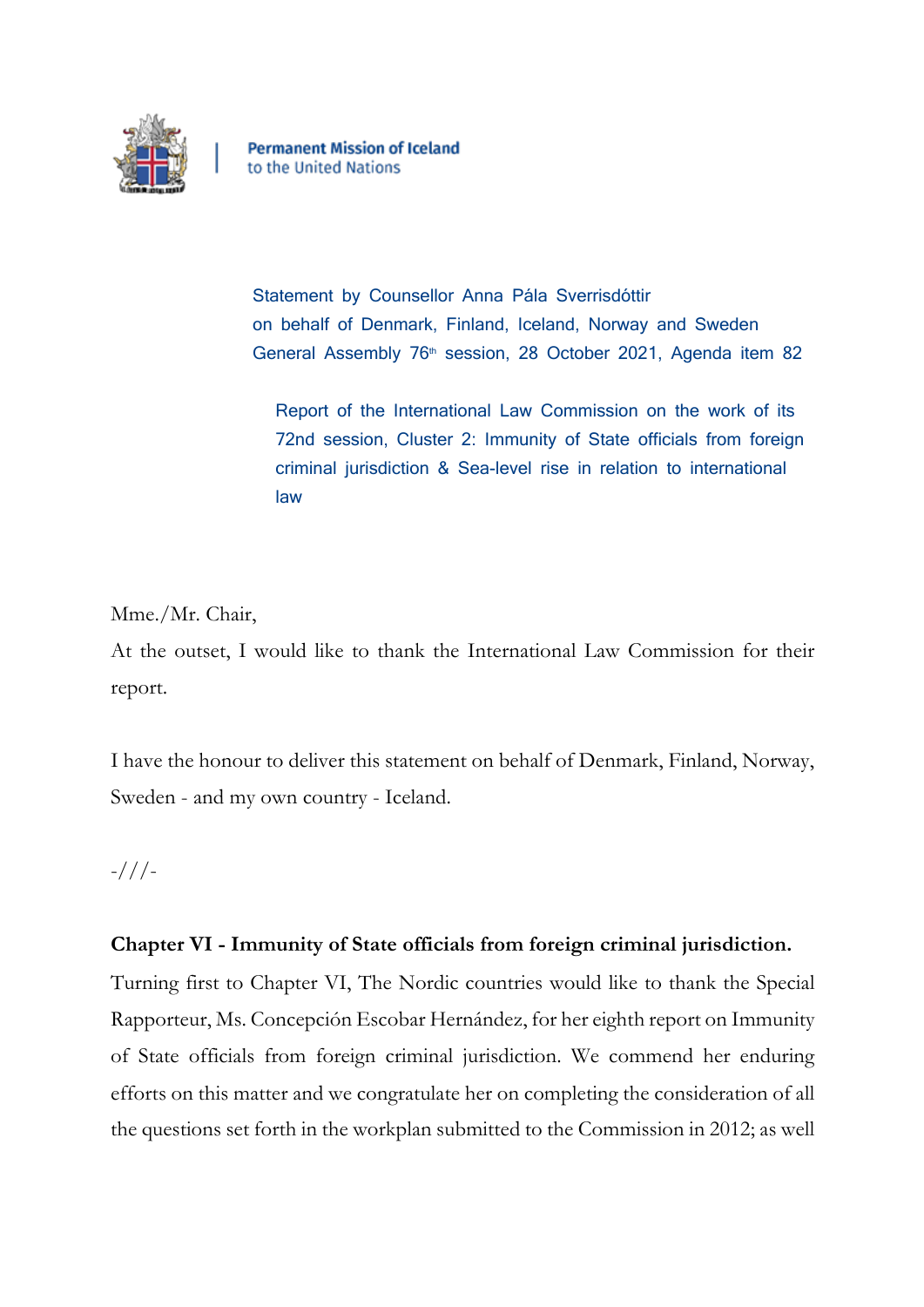**Permanent Mission of Iceland**
to the United Nations

Statement by Counsellor Anna Pála Sverrisdóttir
on behalf of Denmark, Finland, Iceland, Norway and Sweden
General Assembly 76th session, 28 October 2021, Agenda item 82

Report of the International Law Commission on the work of its 72nd session, Cluster 2: Immunity of State officials from foreign criminal jurisdiction & Sea-level rise in relation to international law

Mme./Mr. Chair,

At the outset, I would like to thank the International Law Commission for their report.

I have the honour to deliver this statement on behalf of Denmark, Finland, Norway, Sweden - and my own country - Iceland.

-///-

**Chapter VI - Immunity of State officials from foreign criminal jurisdiction.**

Turning first to Chapter VI, The Nordic countries would like to thank the Special Rapporteur, Ms. Concepción Escobar Hernández, for her eighth report on Immunity of State officials from foreign criminal jurisdiction. We commend her enduring efforts on this matter and we congratulate her on completing the consideration of all the questions set forth in the workplan submitted to the Commission in 2012; as well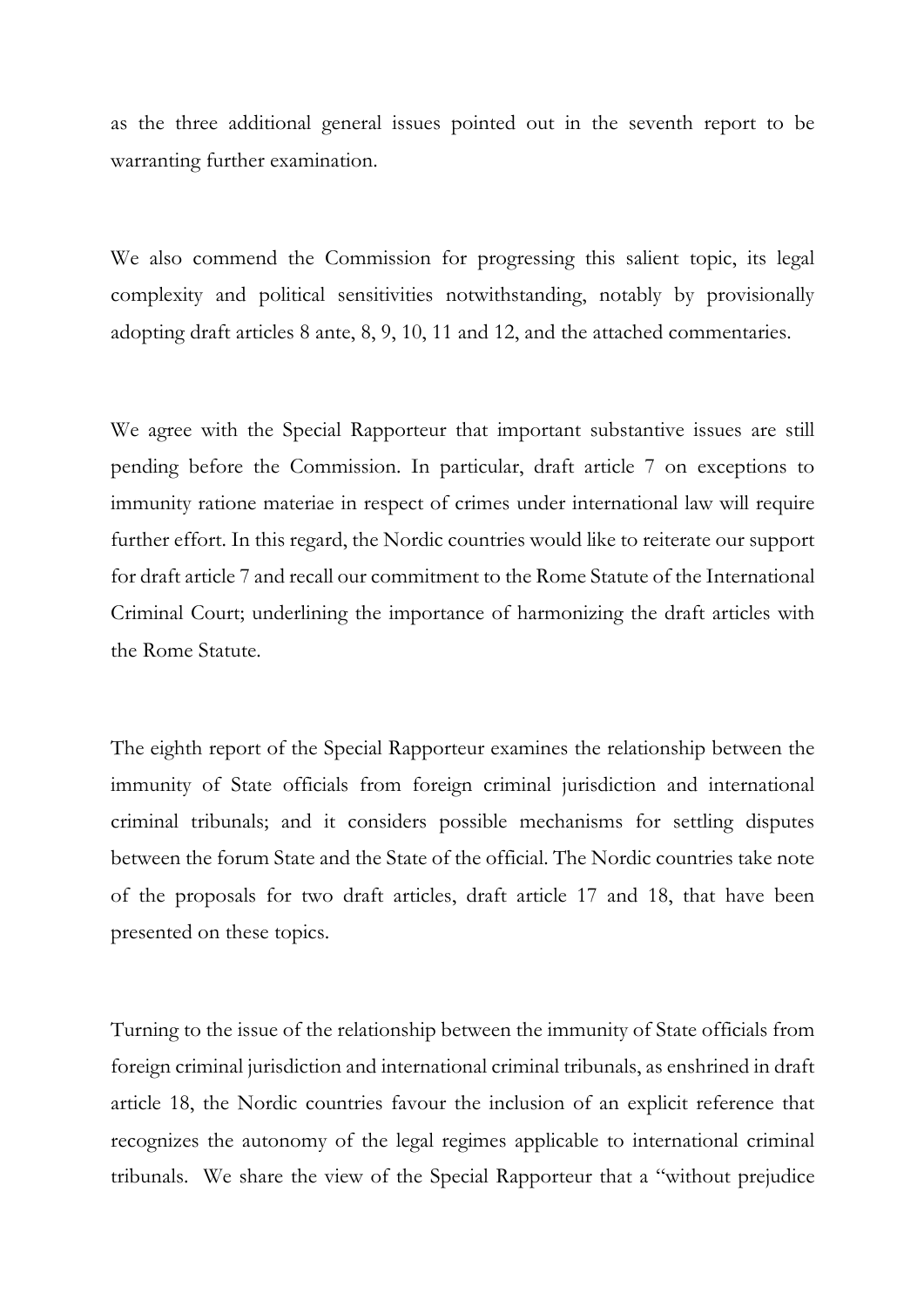as the three additional general issues pointed out in the seventh report to be warranting further examination.

We also commend the Commission for progressing this salient topic, its legal complexity and political sensitivities notwithstanding, notably by provisionally adopting draft articles 8 ante, 8, 9, 10, 11 and 12, and the attached commentaries.

We agree with the Special Rapporteur that important substantive issues are still pending before the Commission. In particular, draft article 7 on exceptions to immunity ratione materiae in respect of crimes under international law will require further effort. In this regard, the Nordic countries would like to reiterate our support for draft article 7 and recall our commitment to the Rome Statute of the International Criminal Court; underlining the importance of harmonizing the draft articles with the Rome Statute.

The eighth report of the Special Rapporteur examines the relationship between the immunity of State officials from foreign criminal jurisdiction and international criminal tribunals; and it considers possible mechanisms for settling disputes between the forum State and the State of the official. The Nordic countries take note of the proposals for two draft articles, draft article 17 and 18, that have been presented on these topics.

Turning to the issue of the relationship between the immunity of State officials from foreign criminal jurisdiction and international criminal tribunals, as enshrined in draft article 18, the Nordic countries favour the inclusion of an explicit reference that recognizes the autonomy of the legal regimes applicable to international criminal tribunals. We share the view of the Special Rapporteur that a "without prejudice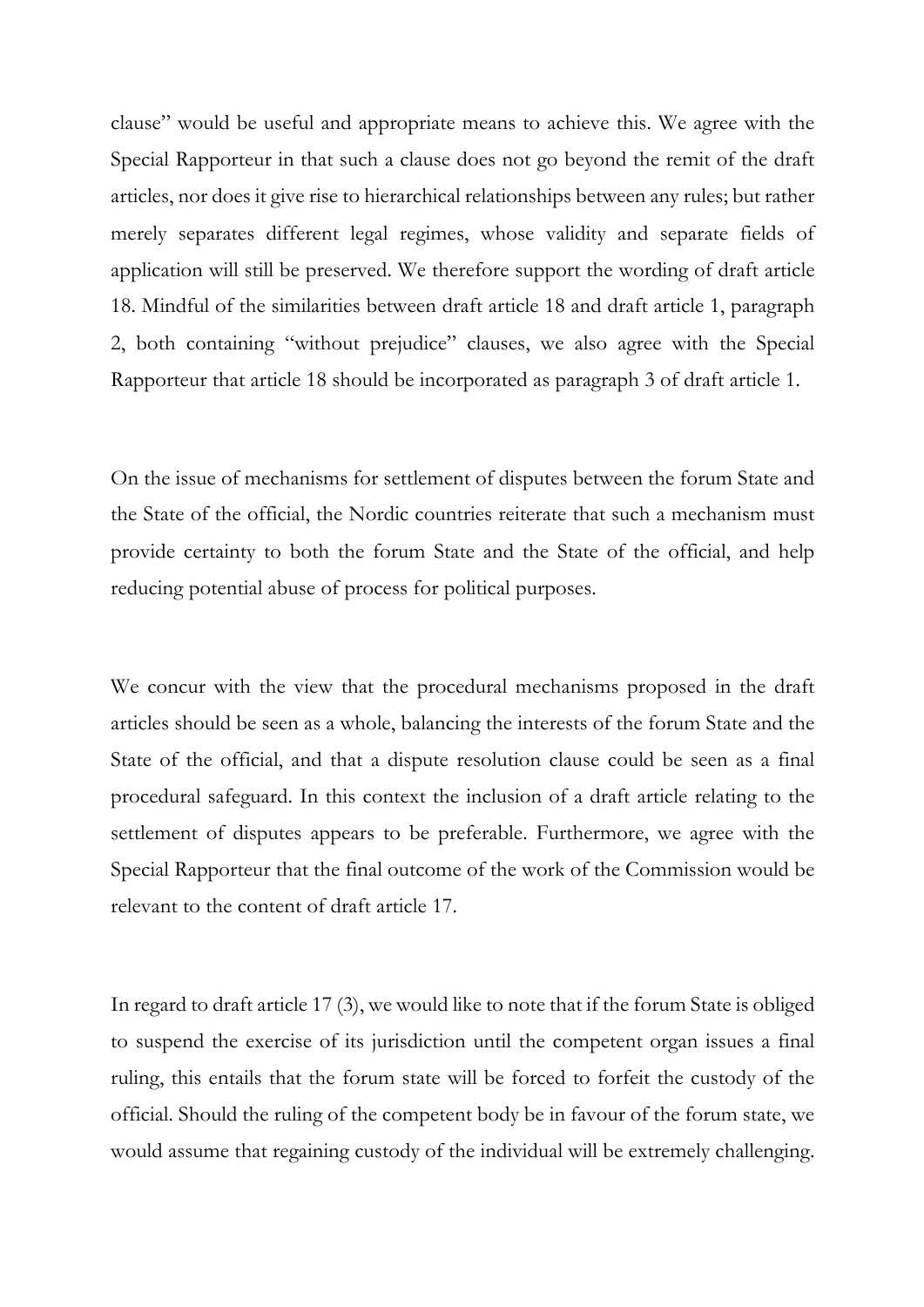clause" would be useful and appropriate means to achieve this. We agree with the Special Rapporteur in that such a clause does not go beyond the remit of the draft articles, nor does it give rise to hierarchical relationships between any rules; but rather merely separates different legal regimes, whose validity and separate fields of application will still be preserved. We therefore support the wording of draft article 18. Mindful of the similarities between draft article 18 and draft article 1, paragraph 2, both containing "without prejudice" clauses, we also agree with the Special Rapporteur that article 18 should be incorporated as paragraph 3 of draft article 1.

On the issue of mechanisms for settlement of disputes between the forum State and the State of the official, the Nordic countries reiterate that such a mechanism must provide certainty to both the forum State and the State of the official, and help reducing potential abuse of process for political purposes.

We concur with the view that the procedural mechanisms proposed in the draft articles should be seen as a whole, balancing the interests of the forum State and the State of the official, and that a dispute resolution clause could be seen as a final procedural safeguard. In this context the inclusion of a draft article relating to the settlement of disputes appears to be preferable. Furthermore, we agree with the Special Rapporteur that the final outcome of the work of the Commission would be relevant to the content of draft article 17.

In regard to draft article 17 (3), we would like to note that if the forum State is obliged to suspend the exercise of its jurisdiction until the competent organ issues a final ruling, this entails that the forum state will be forced to forfeit the custody of the official. Should the ruling of the competent body be in favour of the forum state, we would assume that regaining custody of the individual will be extremely challenging.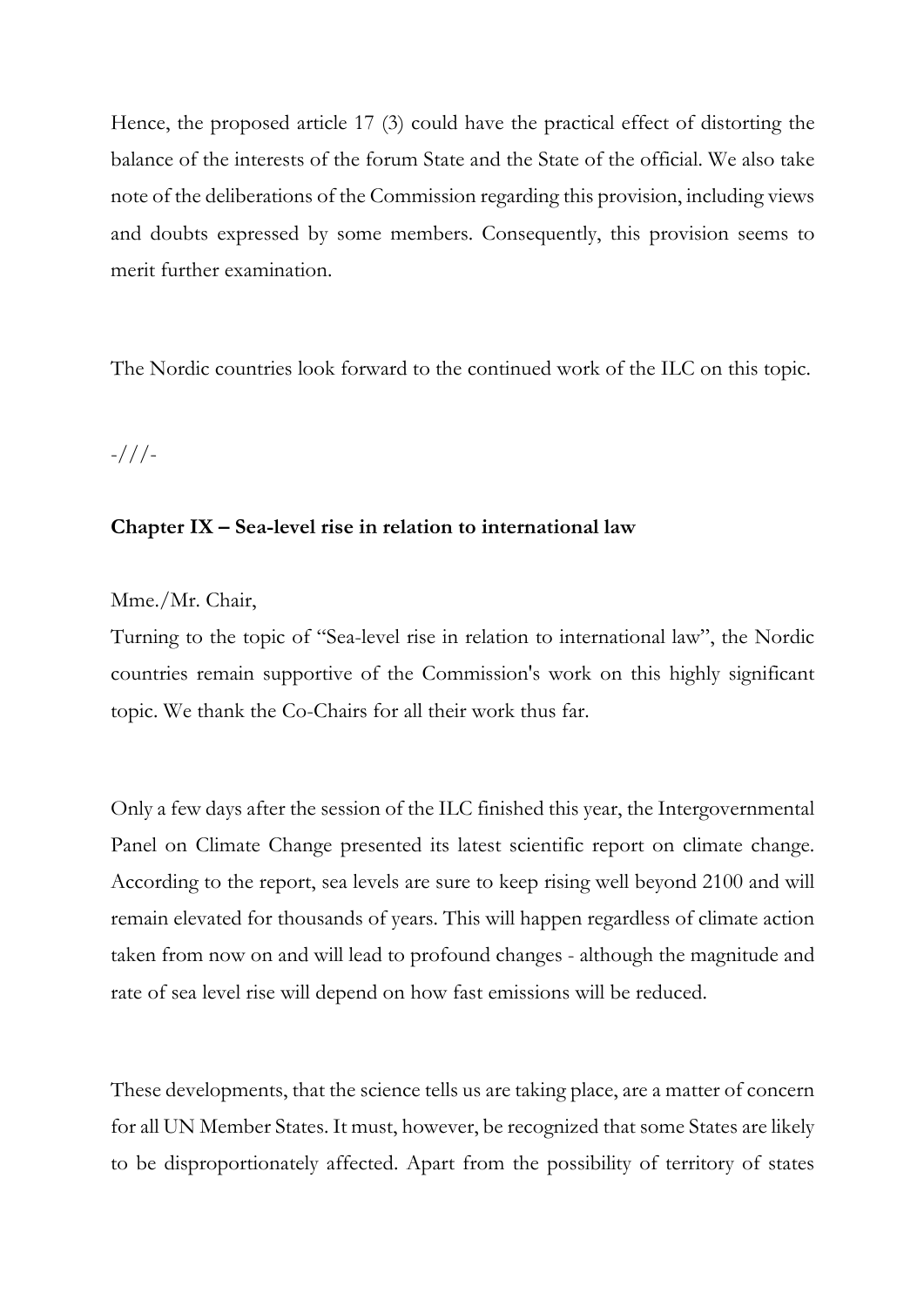Hence, the proposed article 17 (3) could have the practical effect of distorting the balance of the interests of the forum State and the State of the official. We also take note of the deliberations of the Commission regarding this provision, including views and doubts expressed by some members. Consequently, this provision seems to merit further examination.

The Nordic countries look forward to the continued work of the ILC on this topic.

-///-

**Chapter IX – Sea-level rise in relation to international law**

Mme./Mr. Chair,
Turning to the topic of "Sea-level rise in relation to international law", the Nordic countries remain supportive of the Commission's work on this highly significant topic. We thank the Co-Chairs for all their work thus far.

Only a few days after the session of the ILC finished this year, the Intergovernmental Panel on Climate Change presented its latest scientific report on climate change. According to the report, sea levels are sure to keep rising well beyond 2100 and will remain elevated for thousands of years. This will happen regardless of climate action taken from now on and will lead to profound changes - although the magnitude and rate of sea level rise will depend on how fast emissions will be reduced.

These developments, that the science tells us are taking place, are a matter of concern for all UN Member States. It must, however, be recognized that some States are likely to be disproportionately affected. Apart from the possibility of territory of states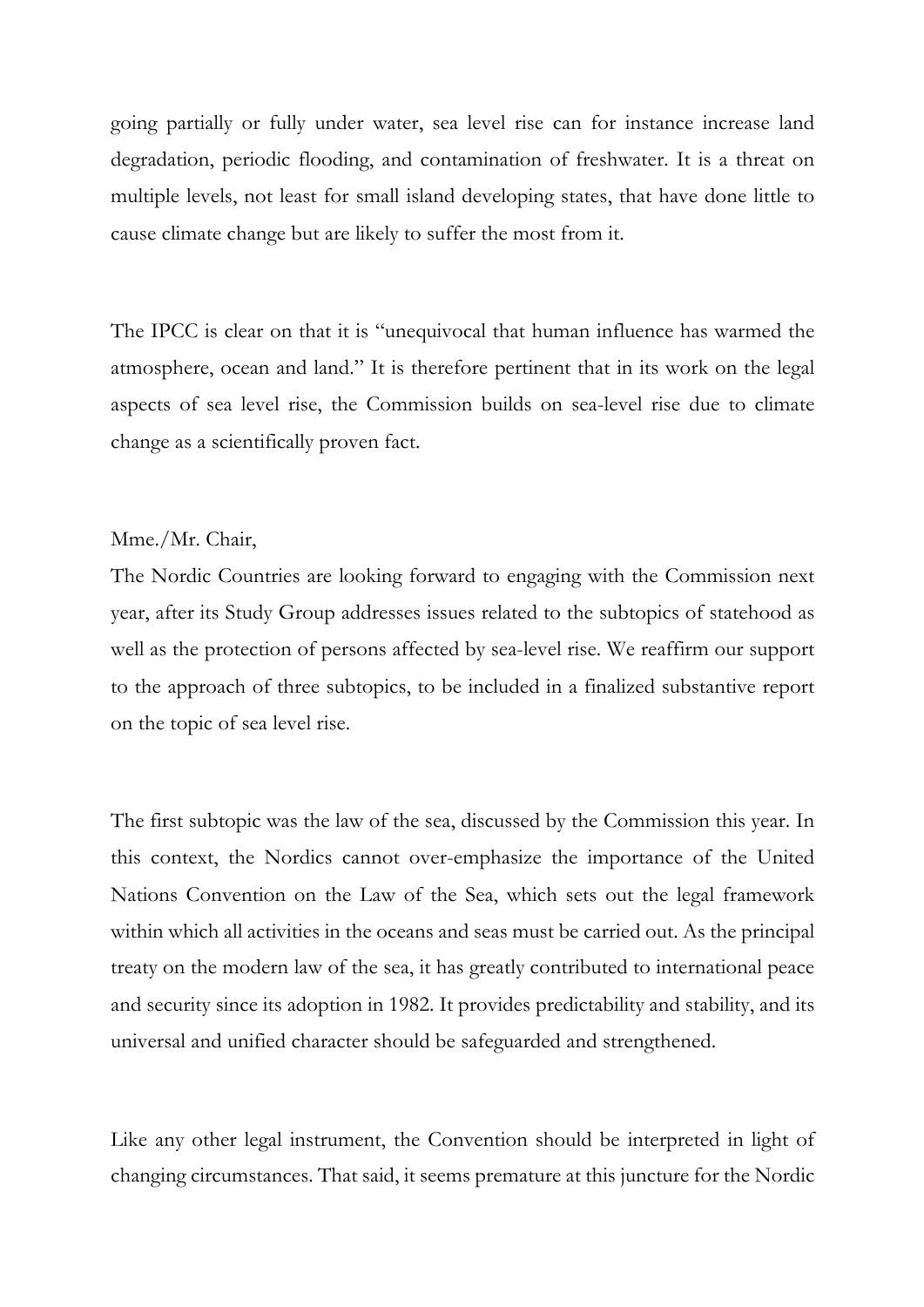going partially or fully under water, sea level rise can for instance increase land degradation, periodic flooding, and contamination of freshwater. It is a threat on multiple levels, not least for small island developing states, that have done little to cause climate change but are likely to suffer the most from it.

The IPCC is clear on that it is "unequivocal that human influence has warmed the atmosphere, ocean and land." It is therefore pertinent that in its work on the legal aspects of sea level rise, the Commission builds on sea-level rise due to climate change as a scientifically proven fact.

Mme./Mr. Chair,

The Nordic Countries are looking forward to engaging with the Commission next year, after its Study Group addresses issues related to the subtopics of statehood as well as the protection of persons affected by sea-level rise. We reaffirm our support to the approach of three subtopics, to be included in a finalized substantive report on the topic of sea level rise.

The first subtopic was the law of the sea, discussed by the Commission this year. In this context, the Nordics cannot over-emphasize the importance of the United Nations Convention on the Law of the Sea, which sets out the legal framework within which all activities in the oceans and seas must be carried out. As the principal treaty on the modern law of the sea, it has greatly contributed to international peace and security since its adoption in 1982. It provides predictability and stability, and its universal and unified character should be safeguarded and strengthened.

Like any other legal instrument, the Convention should be interpreted in light of changing circumstances. That said, it seems premature at this juncture for the Nordic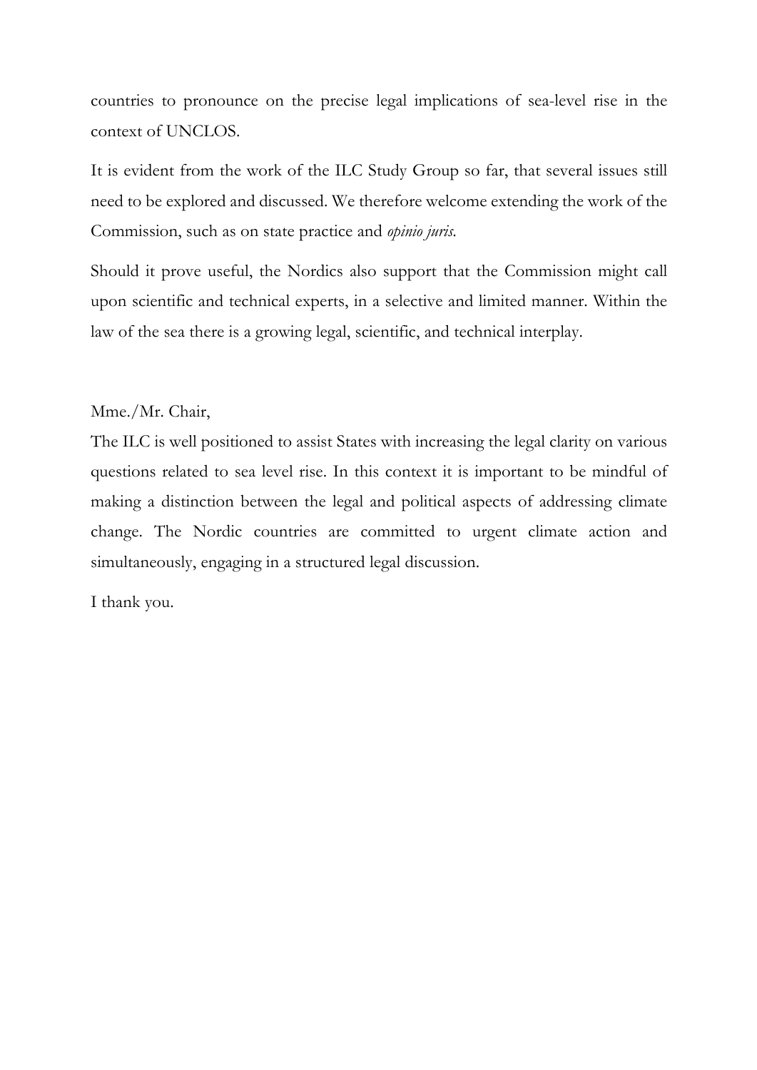countries to pronounce on the precise legal implications of sea-level rise in the context of UNCLOS.

It is evident from the work of the ILC Study Group so far, that several issues still need to be explored and discussed. We therefore welcome extending the work of the Commission, such as on state practice and *opinio juris*.

Should it prove useful, the Nordics also support that the Commission might call upon scientific and technical experts, in a selective and limited manner. Within the law of the sea there is a growing legal, scientific, and technical interplay.

Mme./Mr. Chair,

The ILC is well positioned to assist States with increasing the legal clarity on various questions related to sea level rise. In this context it is important to be mindful of making a distinction between the legal and political aspects of addressing climate change. The Nordic countries are committed to urgent climate action and simultaneously, engaging in a structured legal discussion.

I thank you.